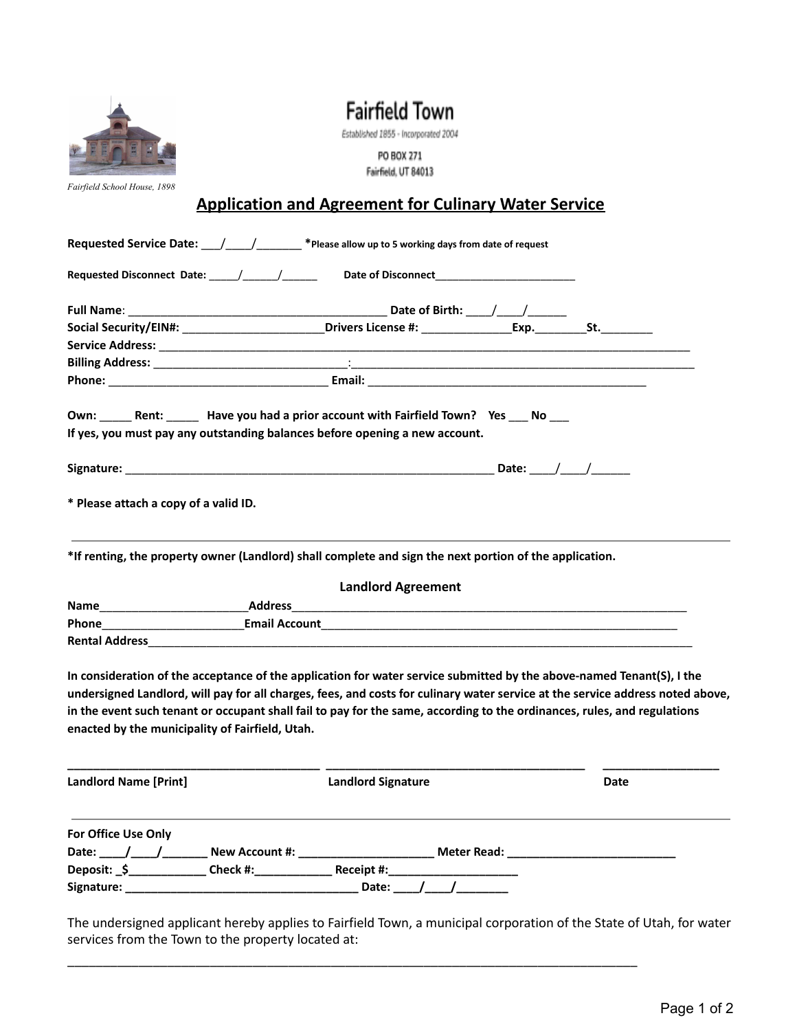Fairfield School House, 1898

# Fairfield Town

*Established 1855 - Incorporated 2004*

PO BOX 271
Fairfield, UT 84013

## Application and Agreement for Culinary Water Service

**Requested Service Date: ___/____/_______ *Please allow up to 5 working days from date of request**

**Requested Disconnect Date: _____/______/______ Date of Disconnect________________________**

**Full Name**: _________________________________________ **Date of Birth: ____/____/______**
**Social Security/EIN#: ______________________Drivers License #: ______________Exp.________St.________**
**Service Address:** _______________________________________________________________________________________
**Billing Address:** _______________________________:_____________________________________________________
**Phone:** ___________________________________ **Email:** ____________________________________________

**Own: _____ Rent: _____ Have you had a prior account with Fairfield Town? Yes ___ No ___**
**If yes, you must pay any outstanding balances before opening a new account.**

**Signature:** ____________________________________________________________ **Date: ____/____/______**

**\* Please attach a copy of a valid ID.**

---

**\*If renting, the property owner (Landlord) shall complete and sign the next portion of the application.**

### Landlord Agreement

**Name**_______________________**Address**_________________________________________________________________
**Phone**______________________**Email Account**_________________________________________________________
**Rental Address**__________________________________________________________________________________________

**In consideration of the acceptance of the application for water service submitted by the above-named Tenant(S), I the undersigned Landlord, will pay for all charges, fees, and costs for culinary water service at the service address noted above, in the event such tenant or occupant shall fail to pay for the same, according to the ordinances, rules, and regulations enacted by the municipality of Fairfield, Utah.**

________________________________________ ________________________________________ __________________
**Landlord Name [Print]** **Landlord Signature** **Date**

---

**For Office Use Only**
**Date: ____/____/_______ New Account #: _____________________ Meter Read: __________________________**
**Deposit: _$____________ Check #:____________ Receipt #:____________________**
**Signature: ____________________________________ Date: ____/____/________**

The undersigned applicant hereby applies to Fairfield Town, a municipal corporation of the State of Utah, for water services from the Town to the property located at:

_____________________________________________________________________________________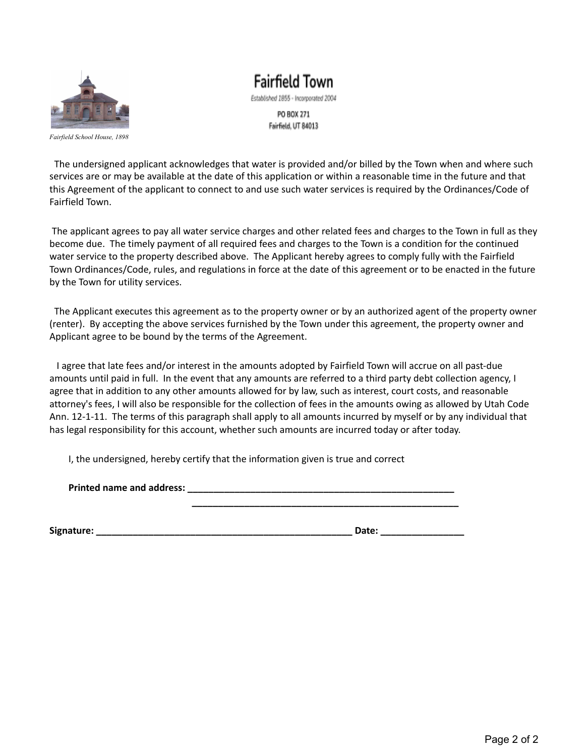Fairfield School House, 1898

# Fairfield Town

*Established 1855 - Incorporated 2004*

PO BOX 271
Fairfield, UT 84013

The undersigned applicant acknowledges that water is provided and/or billed by the Town when and where such services are or may be available at the date of this application or within a reasonable time in the future and that this Agreement of the applicant to connect to and use such water services is required by the Ordinances/Code of Fairfield Town.

The applicant agrees to pay all water service charges and other related fees and charges to the Town in full as they become due. The timely payment of all required fees and charges to the Town is a condition for the continued water service to the property described above. The Applicant hereby agrees to comply fully with the Fairfield Town Ordinances/Code, rules, and regulations in force at the date of this agreement or to be enacted in the future by the Town for utility services.

The Applicant executes this agreement as to the property owner or by an authorized agent of the property owner (renter). By accepting the above services furnished by the Town under this agreement, the property owner and Applicant agree to be bound by the terms of the Agreement.

I agree that late fees and/or interest in the amounts adopted by Fairfield Town will accrue on all past-due amounts until paid in full. In the event that any amounts are referred to a third party debt collection agency, I agree that in addition to any other amounts allowed for by law, such as interest, court costs, and reasonable attorney's fees, I will also be responsible for the collection of fees in the amounts owing as allowed by Utah Code Ann. 12-1-11. The terms of this paragraph shall apply to all amounts incurred by myself or by any individual that has legal responsibility for this account, whether such amounts are incurred today or after today.

I, the undersigned, hereby certify that the information given is true and correct

**Printed name and address: ____________________________________________________**

**____________________________________________________**

**Signature: __________________________________________________ Date: ________________**